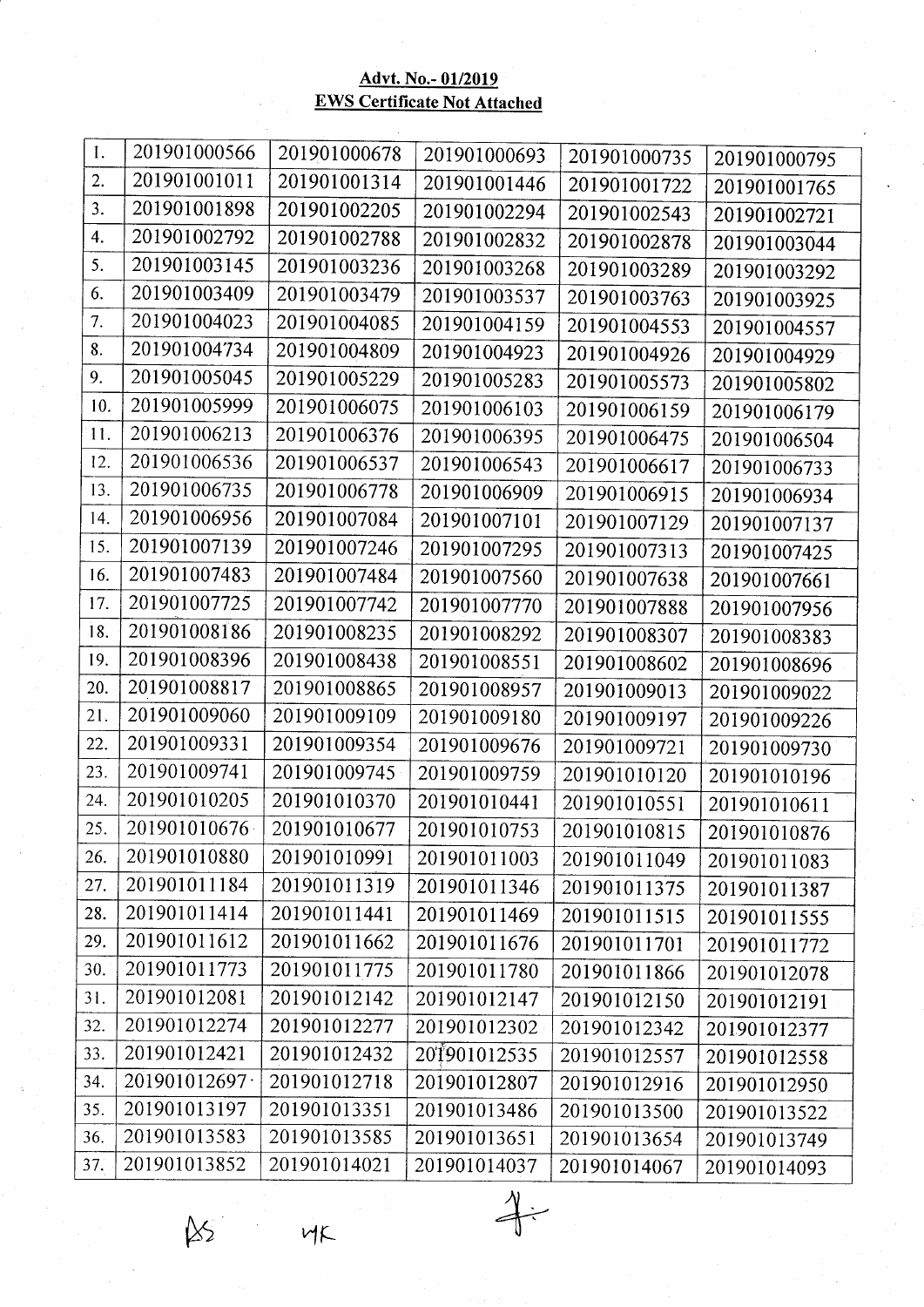**Advt. No.- 01/2019**

**EWS Certificate Not Attached**

| | | | | | |
|---|---|---|---|---|---|
| 1. | 201901000566 | 201901000678 | 201901000693 | 201901000735 | 201901000795 |
| 2. | 201901001011 | 201901001314 | 201901001446 | 201901001722 | 201901001765 |
| 3. | 201901001898 | 201901002205 | 201901002294 | 201901002543 | 201901002721 |
| 4. | 201901002792 | 201901002788 | 201901002832 | 201901002878 | 201901003044 |
| 5. | 201901003145 | 201901003236 | 201901003268 | 201901003289 | 201901003292 |
| 6. | 201901003409 | 201901003479 | 201901003537 | 201901003763 | 201901003925 |
| 7. | 201901004023 | 201901004085 | 201901004159 | 201901004553 | 201901004557 |
| 8. | 201901004734 | 201901004809 | 201901004923 | 201901004926 | 201901004929 |
| 9. | 201901005045 | 201901005229 | 201901005283 | 201901005573 | 201901005802 |
| 10. | 201901005999 | 201901006075 | 201901006103 | 201901006159 | 201901006179 |
| 11. | 201901006213 | 201901006376 | 201901006395 | 201901006475 | 201901006504 |
| 12. | 201901006536 | 201901006537 | 201901006543 | 201901006617 | 201901006733 |
| 13. | 201901006735 | 201901006778 | 201901006909 | 201901006915 | 201901006934 |
| 14. | 201901006956 | 201901007084 | 201901007101 | 201901007129 | 201901007137 |
| 15. | 201901007139 | 201901007246 | 201901007295 | 201901007313 | 201901007425 |
| 16. | 201901007483 | 201901007484 | 201901007560 | 201901007638 | 201901007661 |
| 17. | 201901007725 | 201901007742 | 201901007770 | 201901007888 | 201901007956 |
| 18. | 201901008186 | 201901008235 | 201901008292 | 201901008307 | 201901008383 |
| 19. | 201901008396 | 201901008438 | 201901008551 | 201901008602 | 201901008696 |
| 20. | 201901008817 | 201901008865 | 201901008957 | 201901009013 | 201901009022 |
| 21. | 201901009060 | 201901009109 | 201901009180 | 201901009197 | 201901009226 |
| 22. | 201901009331 | 201901009354 | 201901009676 | 201901009721 | 201901009730 |
| 23. | 201901009741 | 201901009745 | 201901009759 | 201901010120 | 201901010196 |
| 24. | 201901010205 | 201901010370 | 201901010441 | 201901010551 | 201901010611 |
| 25. | 201901010676 | 201901010677 | 201901010753 | 201901010815 | 201901010876 |
| 26. | 201901010880 | 201901010991 | 201901011003 | 201901011049 | 201901011083 |
| 27. | 201901011184 | 201901011319 | 201901011346 | 201901011375 | 201901011387 |
| 28. | 201901011414 | 201901011441 | 201901011469 | 201901011515 | 201901011555 |
| 29. | 201901011612 | 201901011662 | 201901011676 | 201901011701 | 201901011772 |
| 30. | 201901011773 | 201901011775 | 201901011780 | 201901011866 | 201901012078 |
| 31. | 201901012081 | 201901012142 | 201901012147 | 201901012150 | 201901012191 |
| 32. | 201901012274 | 201901012277 | 201901012302 | 201901012342 | 201901012377 |
| 33. | 201901012421 | 201901012432 | 201901012535 | 201901012557 | 201901012558 |
| 34. | 201901012697 | 201901012718 | 201901012807 | 201901012916 | 201901012950 |
| 35. | 201901013197 | 201901013351 | 201901013486 | 201901013500 | 201901013522 |
| 36. | 201901013583 | 201901013585 | 201901013651 | 201901013654 | 201901013749 |
| 37. | 201901013852 | 201901014021 | 201901014037 | 201901014067 | 201901014093 |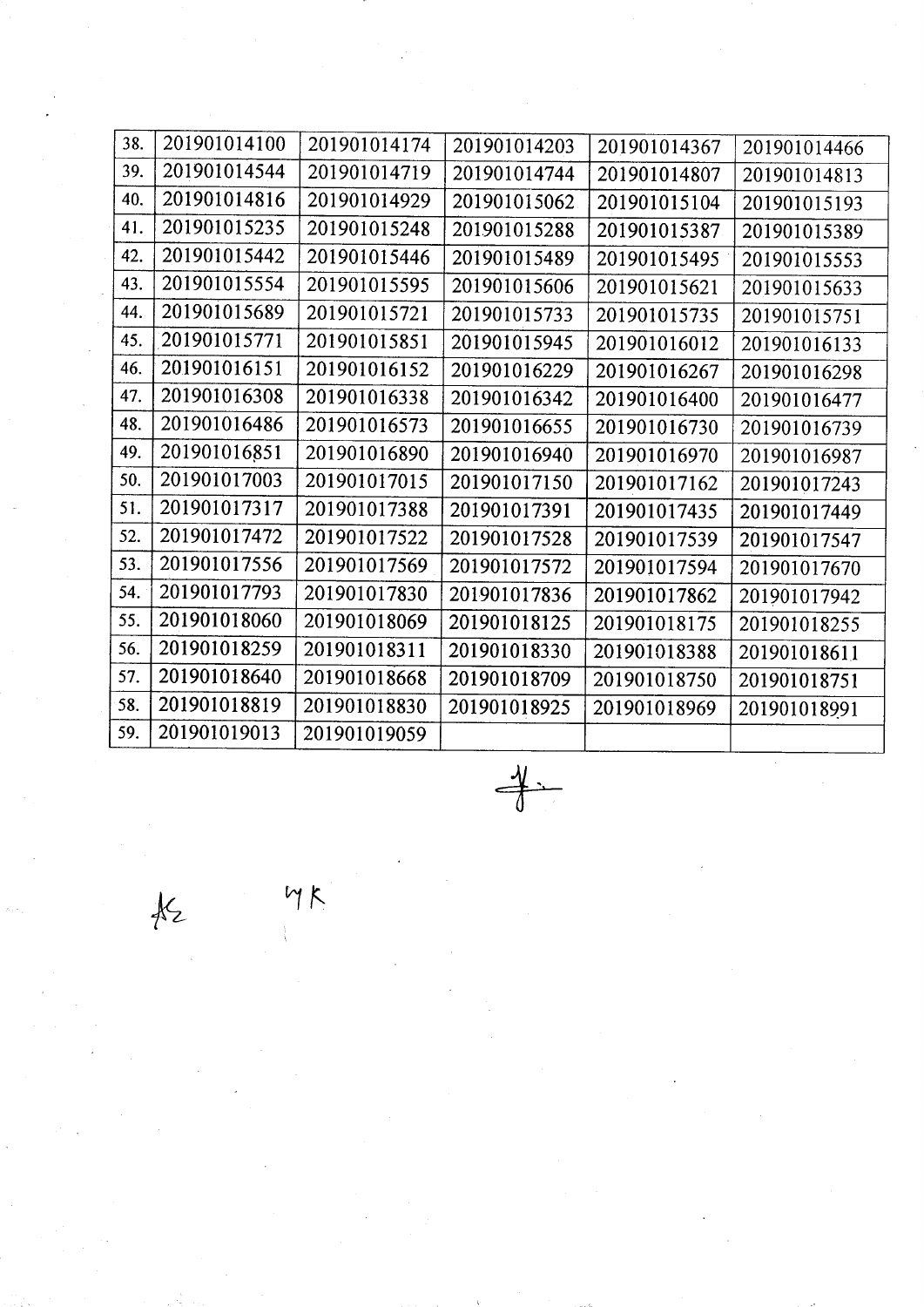| | | | | | |
|---|---|---|---|---|---|
| 38. | 201901014100 | 201901014174 | 201901014203 | 201901014367 | 201901014466 |
| 39. | 201901014544 | 201901014719 | 201901014744 | 201901014807 | 201901014813 |
| 40. | 201901014816 | 201901014929 | 201901015062 | 201901015104 | 201901015193 |
| 41. | 201901015235 | 201901015248 | 201901015288 | 201901015387 | 201901015389 |
| 42. | 201901015442 | 201901015446 | 201901015489 | 201901015495 | 201901015553 |
| 43. | 201901015554 | 201901015595 | 201901015606 | 201901015621 | 201901015633 |
| 44. | 201901015689 | 201901015721 | 201901015733 | 201901015735 | 201901015751 |
| 45. | 201901015771 | 201901015851 | 201901015945 | 201901016012 | 201901016133 |
| 46. | 201901016151 | 201901016152 | 201901016229 | 201901016267 | 201901016298 |
| 47. | 201901016308 | 201901016338 | 201901016342 | 201901016400 | 201901016477 |
| 48. | 201901016486 | 201901016573 | 201901016655 | 201901016730 | 201901016739 |
| 49. | 201901016851 | 201901016890 | 201901016940 | 201901016970 | 201901016987 |
| 50. | 201901017003 | 201901017015 | 201901017150 | 201901017162 | 201901017243 |
| 51. | 201901017317 | 201901017388 | 201901017391 | 201901017435 | 201901017449 |
| 52. | 201901017472 | 201901017522 | 201901017528 | 201901017539 | 201901017547 |
| 53. | 201901017556 | 201901017569 | 201901017572 | 201901017594 | 201901017670 |
| 54. | 201901017793 | 201901017830 | 201901017836 | 201901017862 | 201901017942 |
| 55. | 201901018060 | 201901018069 | 201901018125 | 201901018175 | 201901018255 |
| 56. | 201901018259 | 201901018311 | 201901018330 | 201901018388 | 201901018611 |
| 57. | 201901018640 | 201901018668 | 201901018709 | 201901018750 | 201901018751 |
| 58. | 201901018819 | 201901018830 | 201901018925 | 201901018969 | 201901018991 |
| 59. | 201901019013 | 201901019059 | | | |